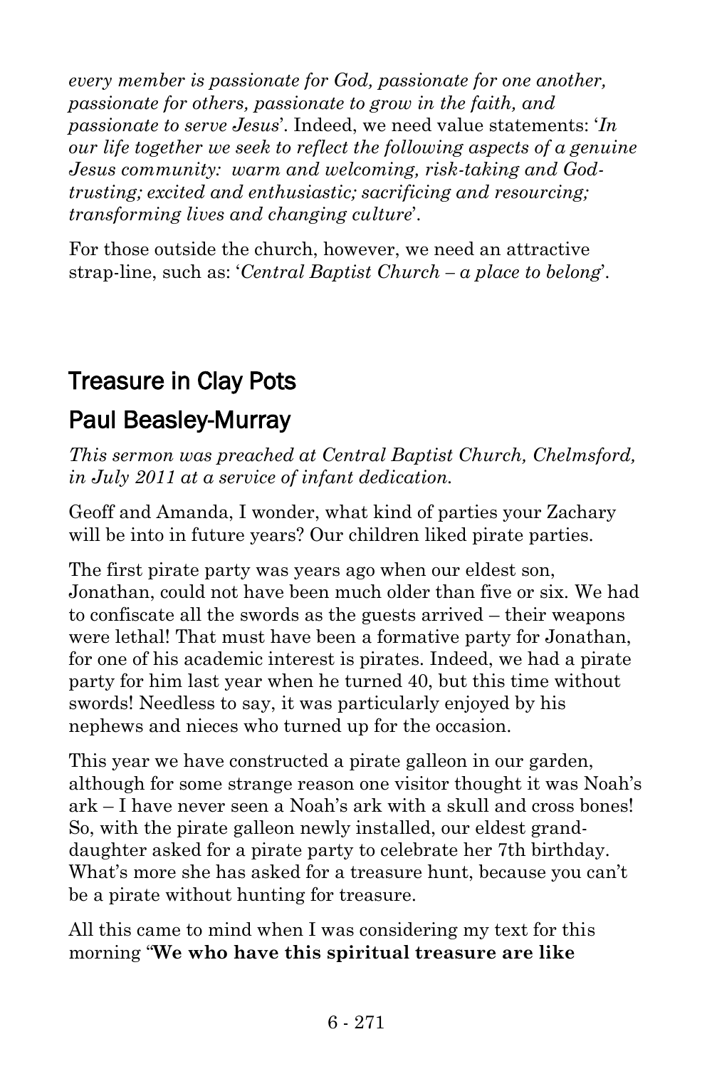*every member is passionate for God, passionate for one another, passionate for others, passionate to grow in the faith, and passionate to serve Jesus*'. Indeed, we need value statements: '*In our life together we seek to reflect the following aspects of a genuine Jesus community: warm and welcoming, risk-taking and God-trusting; excited and enthusiastic; sacrificing and resourcing; transforming lives and changing culture*'.

For those outside the church, however, we need an attractive strap-line, such as: '*Central Baptist Church – a place to belong*'.

## Treasure in Clay Pots

## Paul Beasley-Murray

*This sermon was preached at Central Baptist Church, Chelmsford, in July 2011 at a service of infant dedication.*

Geoff and Amanda, I wonder, what kind of parties your Zachary will be into in future years? Our children liked pirate parties.

The first pirate party was years ago when our eldest son, Jonathan, could not have been much older than five or six. We had to confiscate all the swords as the guests arrived – their weapons were lethal! That must have been a formative party for Jonathan, for one of his academic interest is pirates. Indeed, we had a pirate party for him last year when he turned 40, but this time without swords! Needless to say, it was particularly enjoyed by his nephews and nieces who turned up for the occasion.

This year we have constructed a pirate galleon in our garden, although for some strange reason one visitor thought it was Noah's ark – I have never seen a Noah's ark with a skull and cross bones! So, with the pirate galleon newly installed, our eldest grand-daughter asked for a pirate party to celebrate her 7th birthday. What's more she has asked for a treasure hunt, because you can't be a pirate without hunting for treasure.

All this came to mind when I was considering my text for this morning "**We who have this spiritual treasure are like**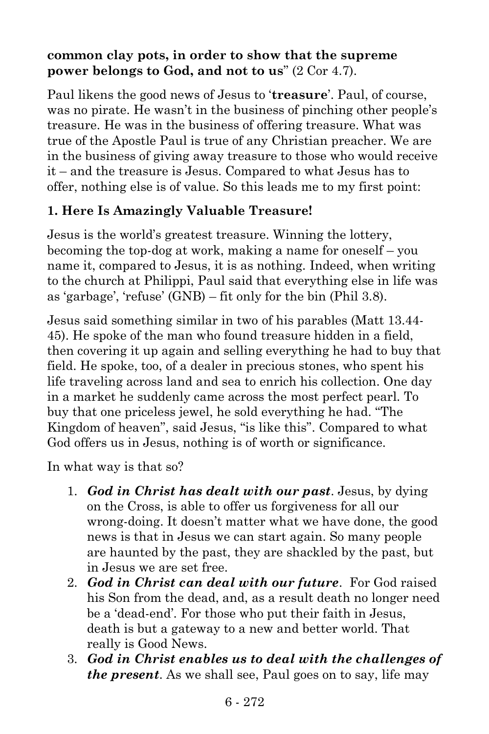**common clay pots, in order to show that the supreme power belongs to God, and not to us**" (2 Cor 4.7).

Paul likens the good news of Jesus to '**treasure**'. Paul, of course, was no pirate. He wasn't in the business of pinching other people's treasure. He was in the business of offering treasure. What was true of the Apostle Paul is true of any Christian preacher. We are in the business of giving away treasure to those who would receive it – and the treasure is Jesus. Compared to what Jesus has to offer, nothing else is of value. So this leads me to my first point:

**1. Here Is Amazingly Valuable Treasure!**

Jesus is the world's greatest treasure. Winning the lottery, becoming the top-dog at work, making a name for oneself – you name it, compared to Jesus, it is as nothing. Indeed, when writing to the church at Philippi, Paul said that everything else in life was as 'garbage', 'refuse' (GNB) – fit only for the bin (Phil 3.8).

Jesus said something similar in two of his parables (Matt 13.44-45). He spoke of the man who found treasure hidden in a field, then covering it up again and selling everything he had to buy that field. He spoke, too, of a dealer in precious stones, who spent his life traveling across land and sea to enrich his collection. One day in a market he suddenly came across the most perfect pearl. To buy that one priceless jewel, he sold everything he had. "The Kingdom of heaven", said Jesus, "is like this". Compared to what God offers us in Jesus, nothing is of worth or significance.

In what way is that so?

1. ***God in Christ has dealt with our past***. Jesus, by dying on the Cross, is able to offer us forgiveness for all our wrong-doing. It doesn't matter what we have done, the good news is that in Jesus we can start again. So many people are haunted by the past, they are shackled by the past, but in Jesus we are set free.
2. ***God in Christ can deal with our future***. For God raised his Son from the dead, and, as a result death no longer need be a 'dead-end'. For those who put their faith in Jesus, death is but a gateway to a new and better world. That really is Good News.
3. ***God in Christ enables us to deal with the challenges of the present***. As we shall see, Paul goes on to say, life may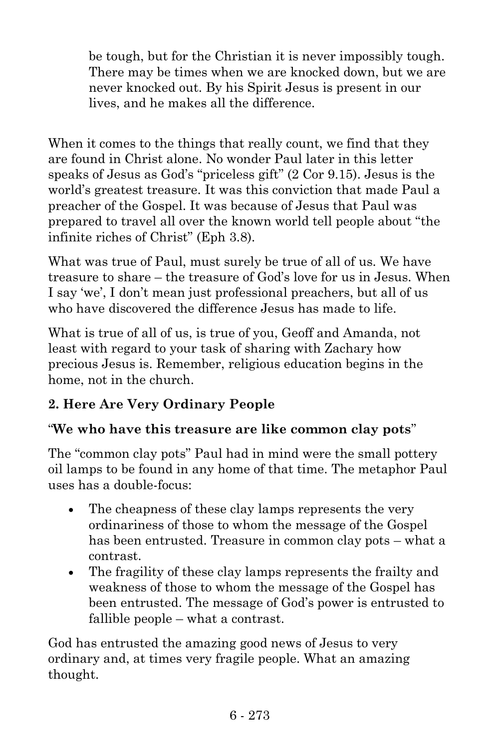> be tough, but for the Christian it is never impossibly tough. There may be times when we are knocked down, but we are never knocked out. By his Spirit Jesus is present in our lives, and he makes all the difference.

When it comes to the things that really count, we find that they are found in Christ alone. No wonder Paul later in this letter speaks of Jesus as God's "priceless gift" (2 Cor 9.15). Jesus is the world's greatest treasure. It was this conviction that made Paul a preacher of the Gospel. It was because of Jesus that Paul was prepared to travel all over the known world tell people about "the infinite riches of Christ" (Eph 3.8).

What was true of Paul, must surely be true of all of us. We have treasure to share – the treasure of God's love for us in Jesus. When I say 'we', I don't mean just professional preachers, but all of us who have discovered the difference Jesus has made to life.

What is true of all of us, is true of you, Geoff and Amanda, not least with regard to your task of sharing with Zachary how precious Jesus is. Remember, religious education begins in the home, not in the church.

**2. Here Are Very Ordinary People**

"**We who have this treasure are like common clay pots**"

The "common clay pots" Paul had in mind were the small pottery oil lamps to be found in any home of that time. The metaphor Paul uses has a double-focus:

- The cheapness of these clay lamps represents the very ordinariness of those to whom the message of the Gospel has been entrusted. Treasure in common clay pots – what a contrast.
- The fragility of these clay lamps represents the frailty and weakness of those to whom the message of the Gospel has been entrusted. The message of God's power is entrusted to fallible people – what a contrast.

God has entrusted the amazing good news of Jesus to very ordinary and, at times very fragile people. What an amazing thought.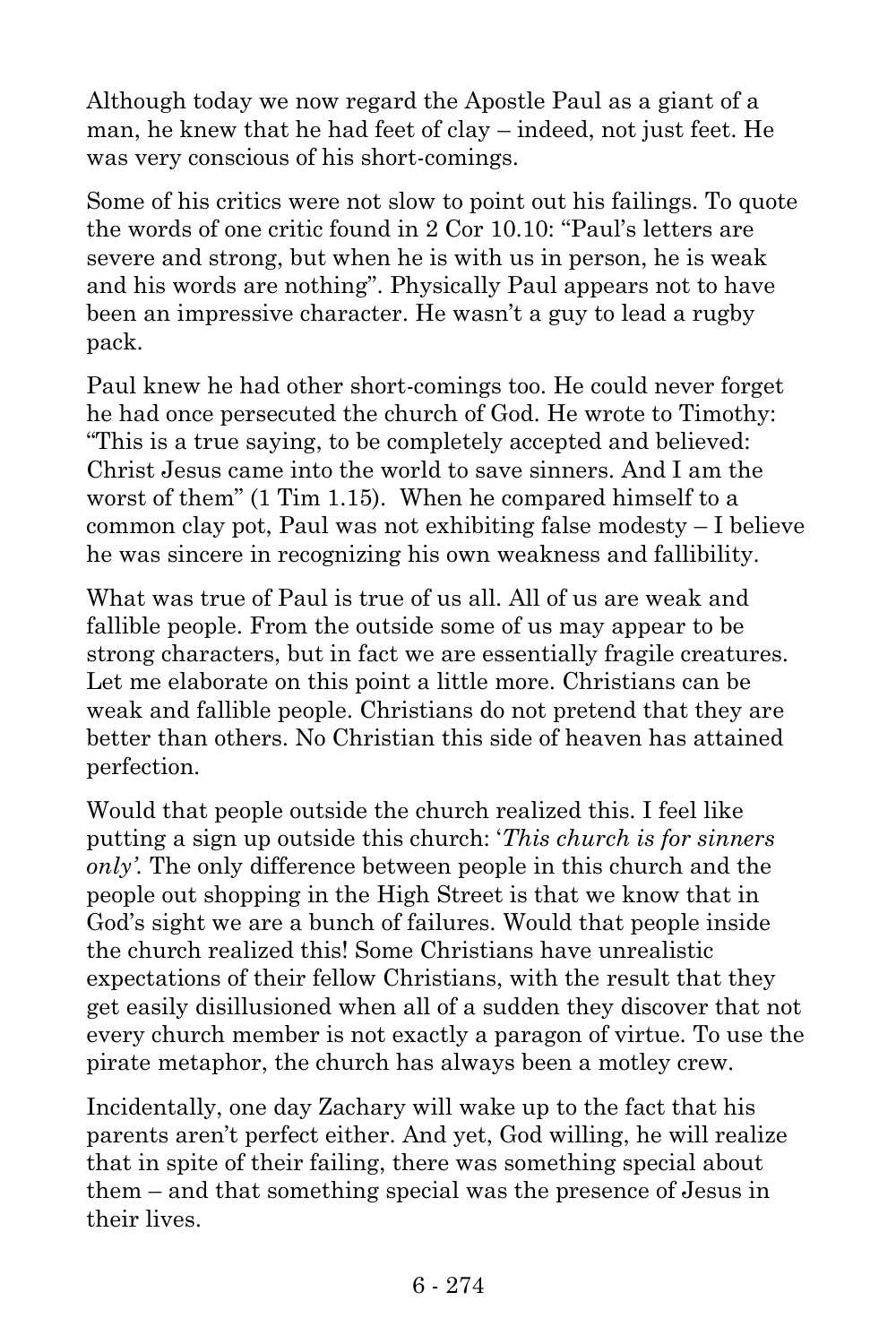Although today we now regard the Apostle Paul as a giant of a man, he knew that he had feet of clay – indeed, not just feet. He was very conscious of his short-comings.

Some of his critics were not slow to point out his failings. To quote the words of one critic found in 2 Cor 10.10: "Paul's letters are severe and strong, but when he is with us in person, he is weak and his words are nothing". Physically Paul appears not to have been an impressive character. He wasn't a guy to lead a rugby pack.

Paul knew he had other short-comings too. He could never forget he had once persecuted the church of God. He wrote to Timothy: "This is a true saying, to be completely accepted and believed: Christ Jesus came into the world to save sinners. And I am the worst of them" (1 Tim 1.15). When he compared himself to a common clay pot, Paul was not exhibiting false modesty – I believe he was sincere in recognizing his own weakness and fallibility.

What was true of Paul is true of us all. All of us are weak and fallible people. From the outside some of us may appear to be strong characters, but in fact we are essentially fragile creatures. Let me elaborate on this point a little more. Christians can be weak and fallible people. Christians do not pretend that they are better than others. No Christian this side of heaven has attained perfection.

Would that people outside the church realized this. I feel like putting a sign up outside this church: '*This church is for sinners only'*. The only difference between people in this church and the people out shopping in the High Street is that we know that in God's sight we are a bunch of failures. Would that people inside the church realized this! Some Christians have unrealistic expectations of their fellow Christians, with the result that they get easily disillusioned when all of a sudden they discover that not every church member is not exactly a paragon of virtue. To use the pirate metaphor, the church has always been a motley crew.

Incidentally, one day Zachary will wake up to the fact that his parents aren't perfect either. And yet, God willing, he will realize that in spite of their failing, there was something special about them – and that something special was the presence of Jesus in their lives.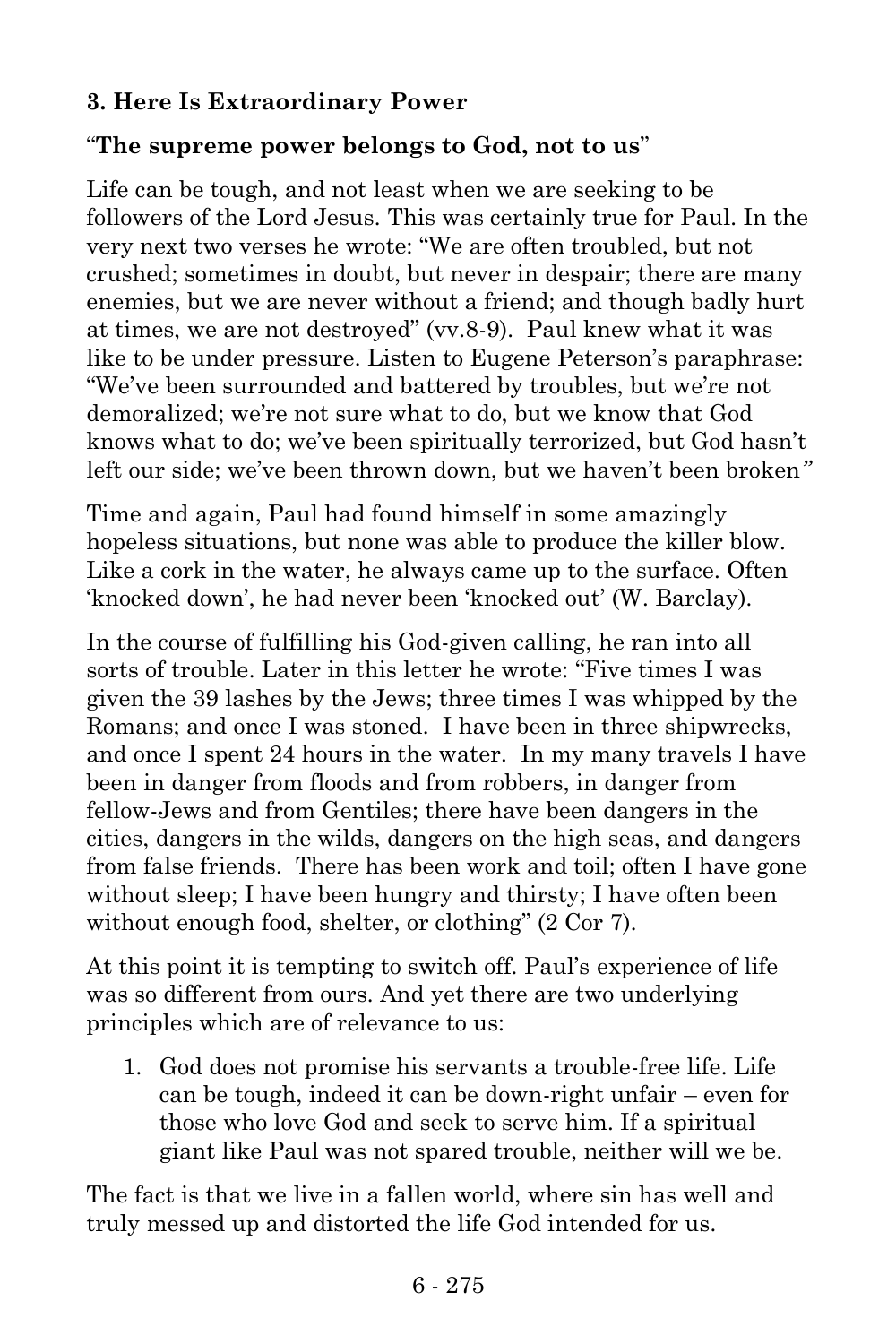### 3. Here Is Extraordinary Power

"**The supreme power belongs to God, not to us**"

Life can be tough, and not least when we are seeking to be followers of the Lord Jesus. This was certainly true for Paul. In the very next two verses he wrote: "We are often troubled, but not crushed; sometimes in doubt, but never in despair; there are many enemies, but we are never without a friend; and though badly hurt at times, we are not destroyed" (vv.8-9). Paul knew what it was like to be under pressure. Listen to Eugene Peterson's paraphrase: "We've been surrounded and battered by troubles, but we're not demoralized; we're not sure what to do, but we know that God knows what to do; we've been spiritually terrorized, but God hasn't left our side; we've been thrown down, but we haven't been broken*"*

Time and again, Paul had found himself in some amazingly hopeless situations, but none was able to produce the killer blow. Like a cork in the water, he always came up to the surface. Often 'knocked down', he had never been 'knocked out' (W. Barclay).

In the course of fulfilling his God-given calling, he ran into all sorts of trouble. Later in this letter he wrote: "Five times I was given the 39 lashes by the Jews; three times I was whipped by the Romans; and once I was stoned. I have been in three shipwrecks, and once I spent 24 hours in the water. In my many travels I have been in danger from floods and from robbers, in danger from fellow-Jews and from Gentiles; there have been dangers in the cities, dangers in the wilds, dangers on the high seas, and dangers from false friends. There has been work and toil; often I have gone without sleep; I have been hungry and thirsty; I have often been without enough food, shelter, or clothing" (2 Cor 7).

At this point it is tempting to switch off. Paul's experience of life was so different from ours. And yet there are two underlying principles which are of relevance to us:

1. God does not promise his servants a trouble-free life. Life can be tough, indeed it can be down-right unfair – even for those who love God and seek to serve him. If a spiritual giant like Paul was not spared trouble, neither will we be.

The fact is that we live in a fallen world, where sin has well and truly messed up and distorted the life God intended for us.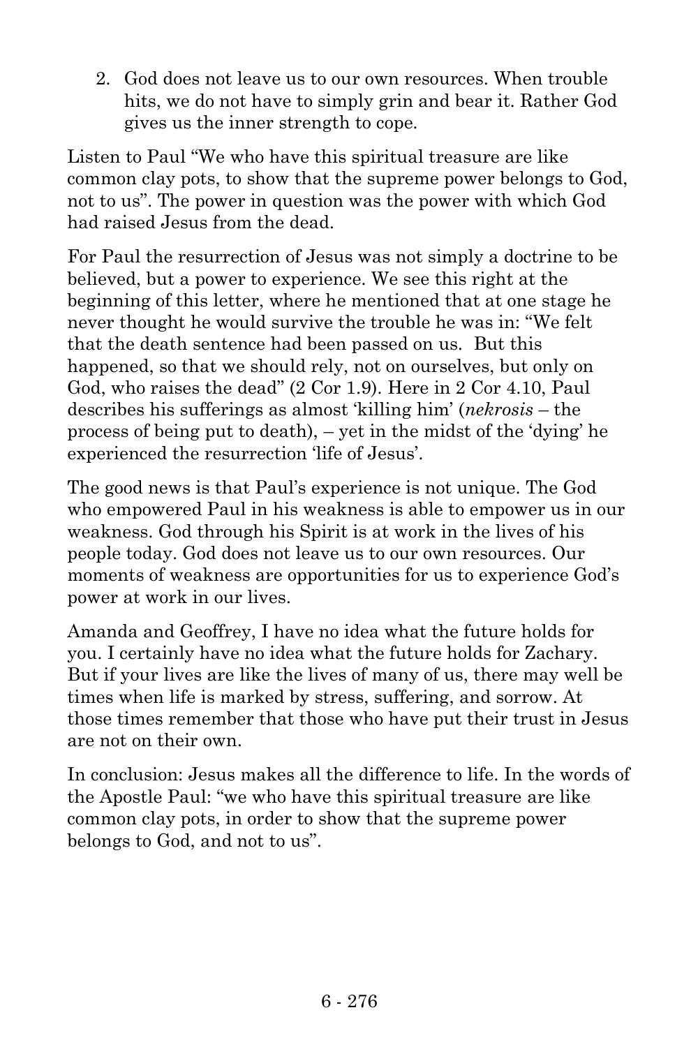2. God does not leave us to our own resources. When trouble hits, we do not have to simply grin and bear it. Rather God gives us the inner strength to cope.

Listen to Paul "We who have this spiritual treasure are like common clay pots, to show that the supreme power belongs to God, not to us". The power in question was the power with which God had raised Jesus from the dead.

For Paul the resurrection of Jesus was not simply a doctrine to be believed, but a power to experience. We see this right at the beginning of this letter, where he mentioned that at one stage he never thought he would survive the trouble he was in: "We felt that the death sentence had been passed on us. But this happened, so that we should rely, not on ourselves, but only on God, who raises the dead" (2 Cor 1.9). Here in 2 Cor 4.10, Paul describes his sufferings as almost 'killing him' (*nekrosis* – the process of being put to death), – yet in the midst of the 'dying' he experienced the resurrection 'life of Jesus'.

The good news is that Paul's experience is not unique. The God who empowered Paul in his weakness is able to empower us in our weakness. God through his Spirit is at work in the lives of his people today. God does not leave us to our own resources. Our moments of weakness are opportunities for us to experience God's power at work in our lives.

Amanda and Geoffrey, I have no idea what the future holds for you. I certainly have no idea what the future holds for Zachary. But if your lives are like the lives of many of us, there may well be times when life is marked by stress, suffering, and sorrow. At those times remember that those who have put their trust in Jesus are not on their own.

In conclusion: Jesus makes all the difference to life. In the words of the Apostle Paul: "we who have this spiritual treasure are like common clay pots, in order to show that the supreme power belongs to God, and not to us".